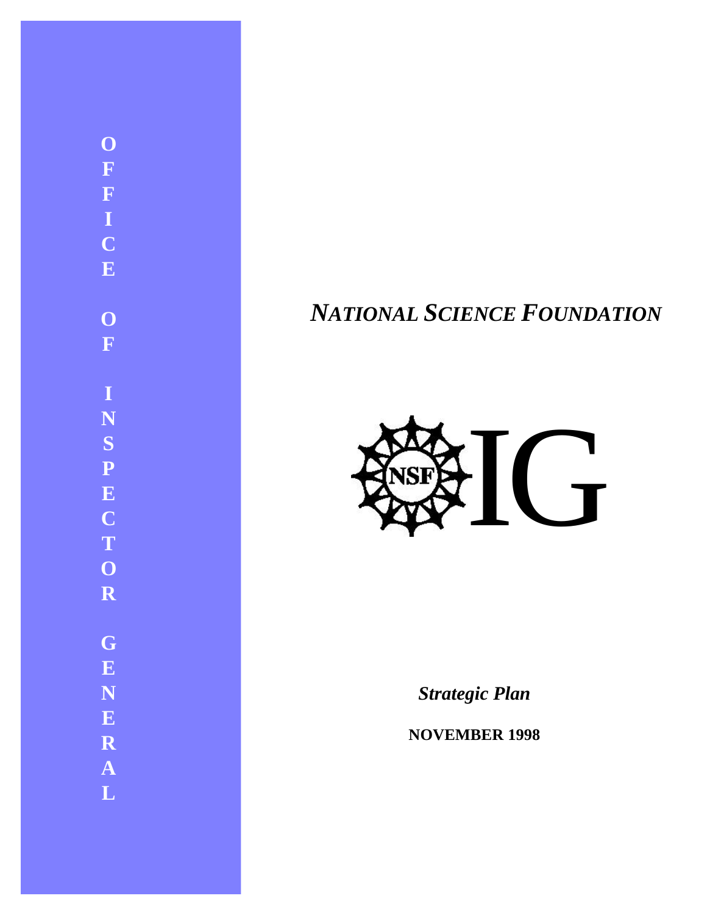OFFICE OF INSPECTOR GENERAL

# *NATIONAL SCIENCE FOUNDATION*

NSF IG

***Strategic Plan***

**NOVEMBER 1998**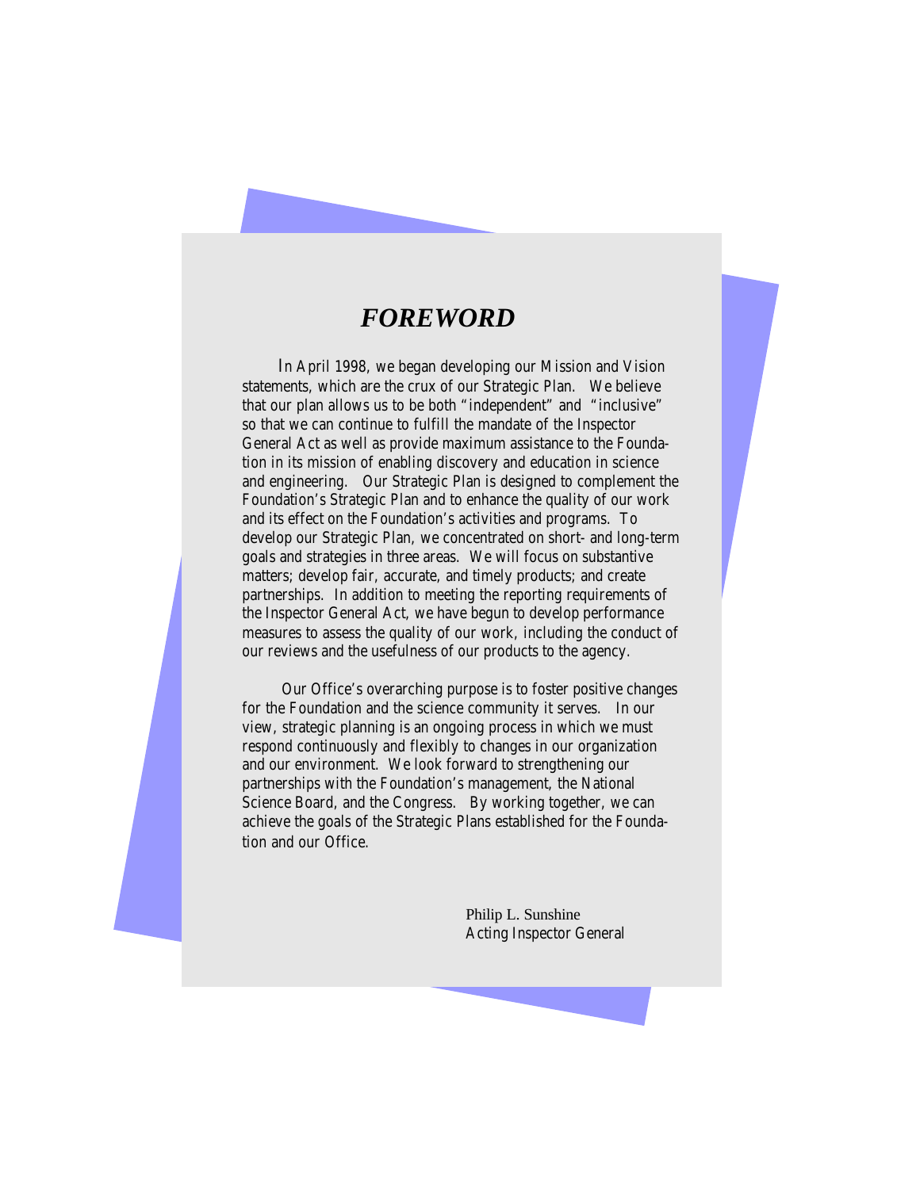# *FOREWORD*

In April 1998, we began developing our Mission and Vision statements, which are the crux of our Strategic Plan. We believe that our plan allows us to be both "independent" and "inclusive" so that we can continue to fulfill the mandate of the Inspector General Act as well as provide maximum assistance to the Foundation in its mission of enabling discovery and education in science and engineering. Our Strategic Plan is designed to complement the Foundation's Strategic Plan and to enhance the quality of our work and its effect on the Foundation's activities and programs. To develop our Strategic Plan, we concentrated on short- and long-term goals and strategies in three areas. We will focus on substantive matters; develop fair, accurate, and timely products; and create partnerships. In addition to meeting the reporting requirements of the Inspector General Act, we have begun to develop performance measures to assess the quality of our work, including the conduct of our reviews and the usefulness of our products to the agency.

Our Office's overarching purpose is to foster positive changes for the Foundation and the science community it serves. In our view, strategic planning is an ongoing process in which we must respond continuously and flexibly to changes in our organization and our environment. We look forward to strengthening our partnerships with the Foundation's management, the National Science Board, and the Congress. By working together, we can achieve the goals of the Strategic Plans established for the Foundation and our Office.

Philip L. Sunshine
Acting Inspector General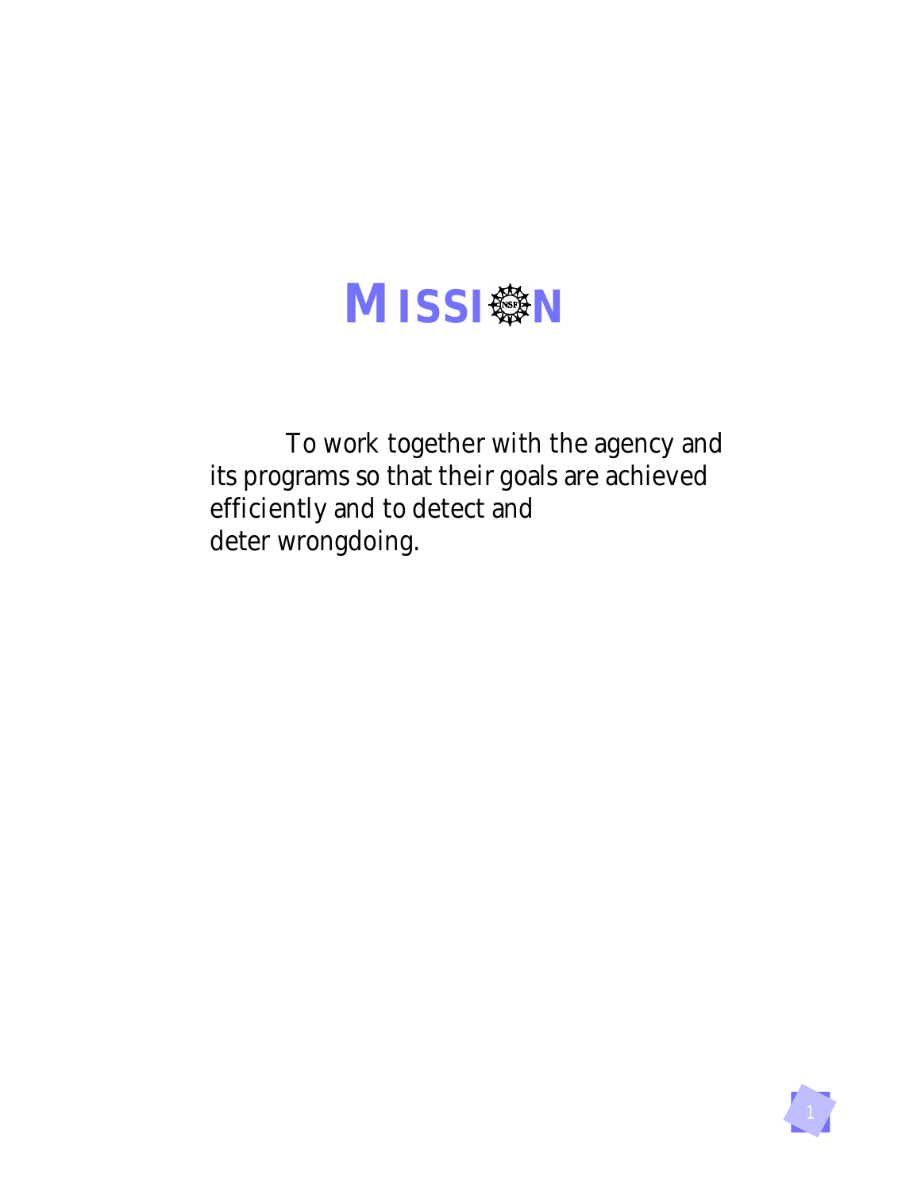# MISSION

To work together with the agency and its programs so that their goals are achieved efficiently and to detect and deter wrongdoing.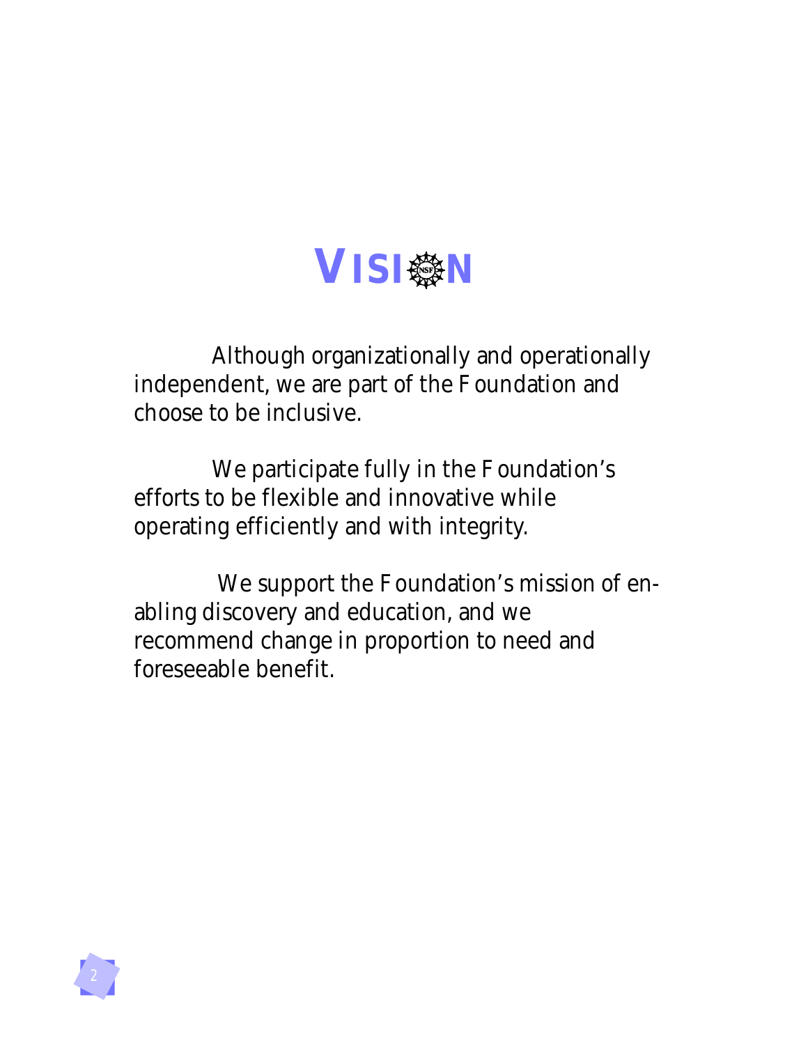# VISION

Although organizationally and operationally independent, we are part of the Foundation and choose to be inclusive.

We participate fully in the Foundation's efforts to be flexible and innovative while operating efficiently and with integrity.

We support the Foundation's mission of enabling discovery and education, and we recommend change in proportion to need and foreseeable benefit.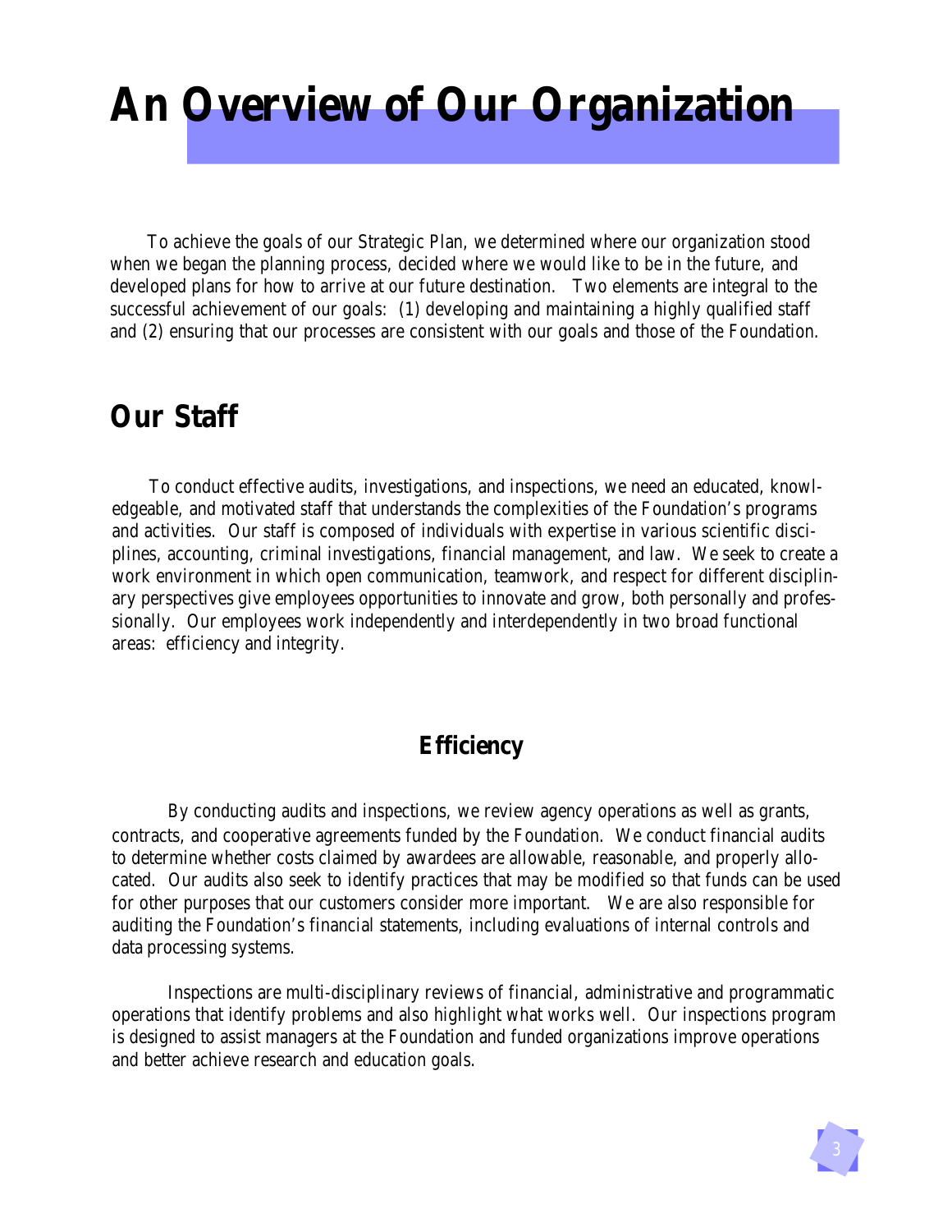# An Overview of Our Organization

To achieve the goals of our Strategic Plan, we determined where our organization stood when we began the planning process, decided where we would like to be in the future, and developed plans for how to arrive at our future destination. Two elements are integral to the successful achievement of our goals: (1) developing and maintaining a highly qualified staff and (2) ensuring that our processes are consistent with our goals and those of the Foundation.

## Our Staff

To conduct effective audits, investigations, and inspections, we need an educated, knowledgeable, and motivated staff that understands the complexities of the Foundation's programs and activities. Our staff is composed of individuals with expertise in various scientific disciplines, accounting, criminal investigations, financial management, and law. We seek to create a work environment in which open communication, teamwork, and respect for different disciplinary perspectives give employees opportunities to innovate and grow, both personally and professionally. Our employees work independently and interdependently in two broad functional areas: efficiency and integrity.

### Efficiency

By conducting audits and inspections, we review agency operations as well as grants, contracts, and cooperative agreements funded by the Foundation. We conduct financial audits to determine whether costs claimed by awardees are allowable, reasonable, and properly allocated. Our audits also seek to identify practices that may be modified so that funds can be used for other purposes that our customers consider more important. We are also responsible for auditing the Foundation's financial statements, including evaluations of internal controls and data processing systems.

Inspections are multi-disciplinary reviews of financial, administrative and programmatic operations that identify problems and also highlight what works well. Our inspections program is designed to assist managers at the Foundation and funded organizations improve operations and better achieve research and education goals.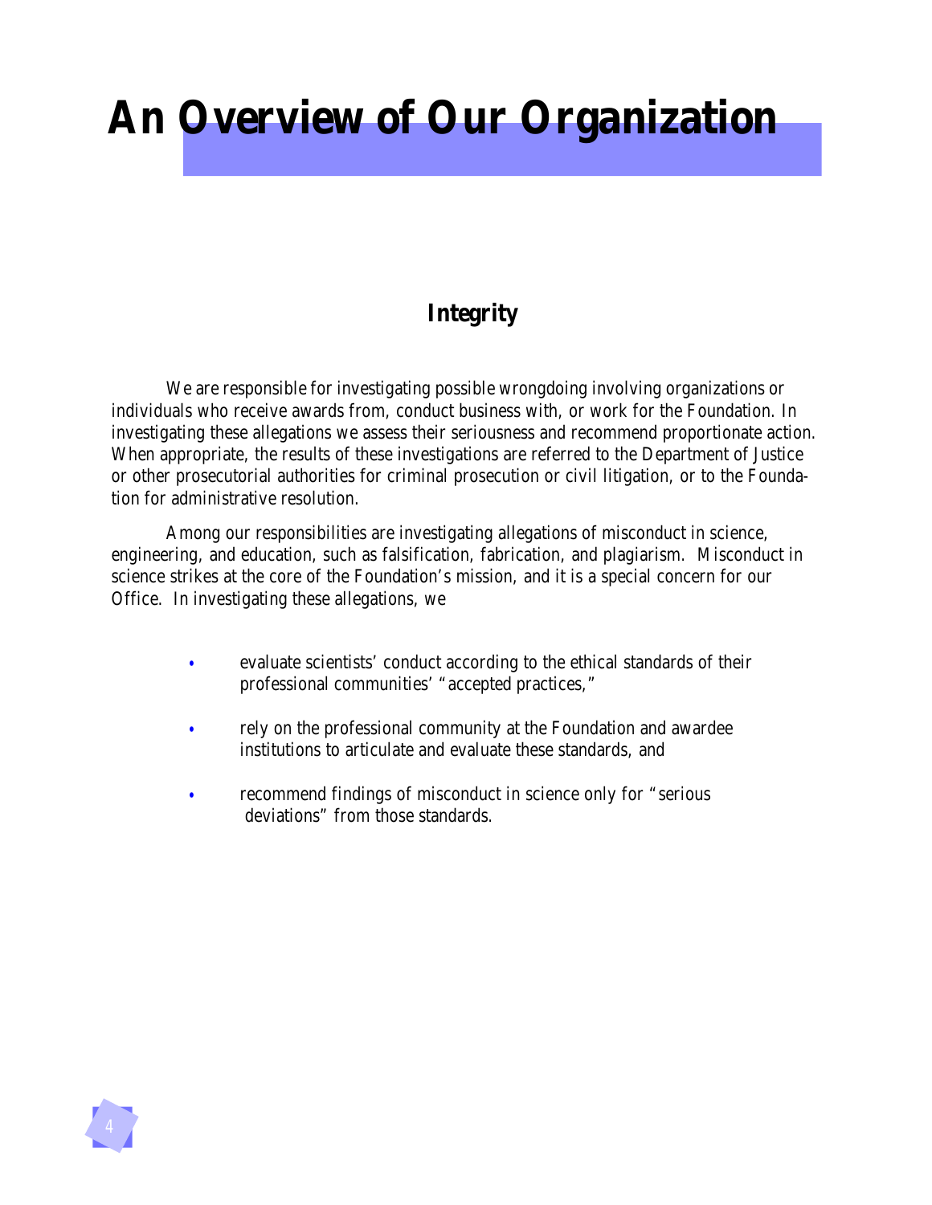# An Overview of Our Organization

## Integrity

We are responsible for investigating possible wrongdoing involving organizations or individuals who receive awards from, conduct business with, or work for the Foundation. In investigating these allegations we assess their seriousness and recommend proportionate action. When appropriate, the results of these investigations are referred to the Department of Justice or other prosecutorial authorities for criminal prosecution or civil litigation, or to the Foundation for administrative resolution.

Among our responsibilities are investigating allegations of misconduct in science, engineering, and education, such as falsification, fabrication, and plagiarism. Misconduct in science strikes at the core of the Foundation's mission, and it is a special concern for our Office. In investigating these allegations, we

- evaluate scientists' conduct according to the ethical standards of their professional communities' "accepted practices,"
- rely on the professional community at the Foundation and awardee institutions to articulate and evaluate these standards, and
- recommend findings of misconduct in science only for "serious deviations" from those standards.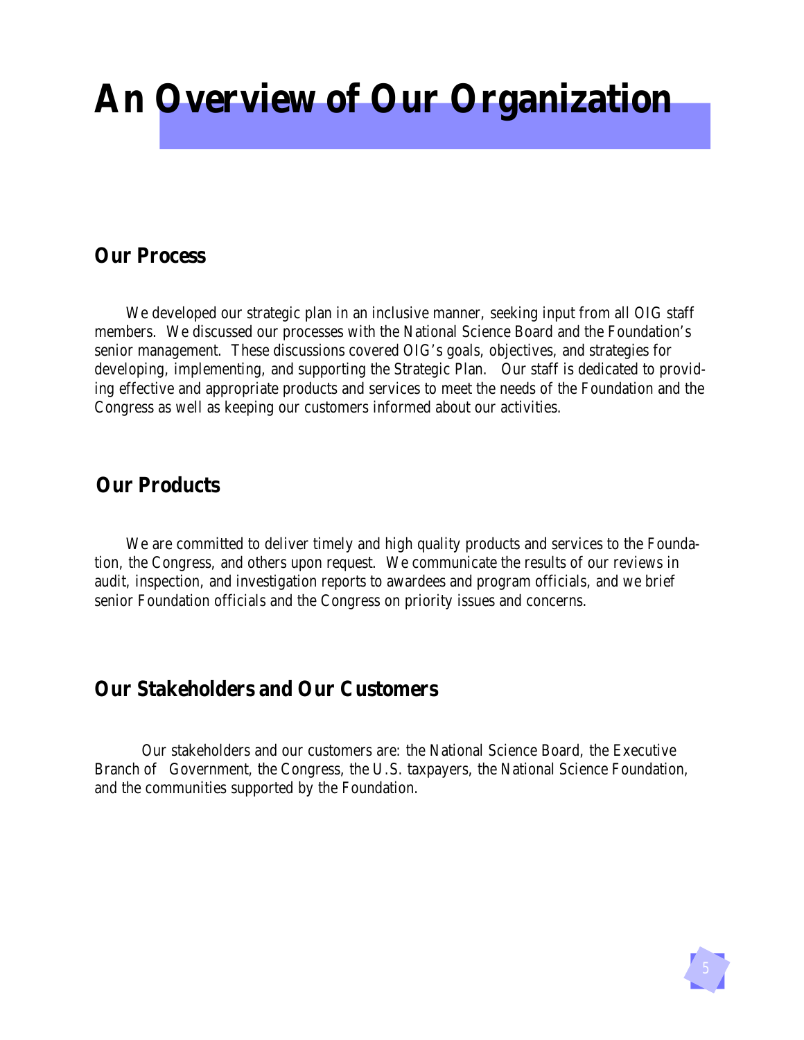# An Overview of Our Organization

## Our Process

We developed our strategic plan in an inclusive manner, seeking input from all OIG staff members. We discussed our processes with the National Science Board and the Foundation's senior management. These discussions covered OIG's goals, objectives, and strategies for developing, implementing, and supporting the Strategic Plan. Our staff is dedicated to providing effective and appropriate products and services to meet the needs of the Foundation and the Congress as well as keeping our customers informed about our activities.

## Our Products

We are committed to deliver timely and high quality products and services to the Foundation, the Congress, and others upon request. We communicate the results of our reviews in audit, inspection, and investigation reports to awardees and program officials, and we brief senior Foundation officials and the Congress on priority issues and concerns.

## Our Stakeholders and Our Customers

Our stakeholders and our customers are: the National Science Board, the Executive Branch of Government, the Congress, the U.S. taxpayers, the National Science Foundation, and the communities supported by the Foundation.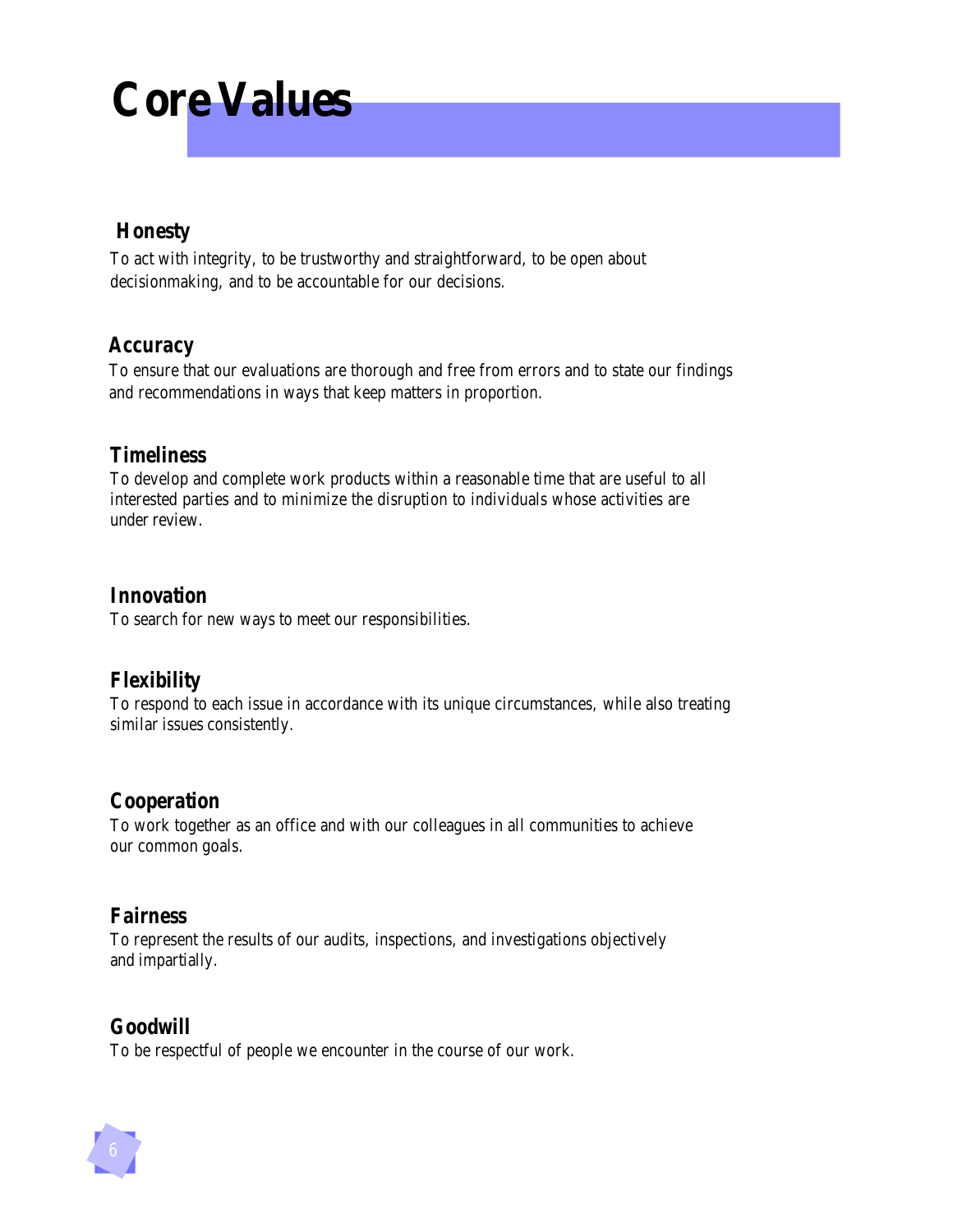# Core Values

## Honesty

To act with integrity, to be trustworthy and straightforward, to be open about decisionmaking, and to be accountable for our decisions.

## Accuracy

To ensure that our evaluations are thorough and free from errors and to state our findings and recommendations in ways that keep matters in proportion.

## Timeliness

To develop and complete work products within a reasonable time that are useful to all interested parties and to minimize the disruption to individuals whose activities are under review.

## Innovation

To search for new ways to meet our responsibilities.

## Flexibility

To respond to each issue in accordance with its unique circumstances, while also treating similar issues consistently.

## Cooperation

To work together as an office and with our colleagues in all communities to achieve our common goals.

## Fairness

To represent the results of our audits, inspections, and investigations objectively and impartially.

## Goodwill

To be respectful of people we encounter in the course of our work.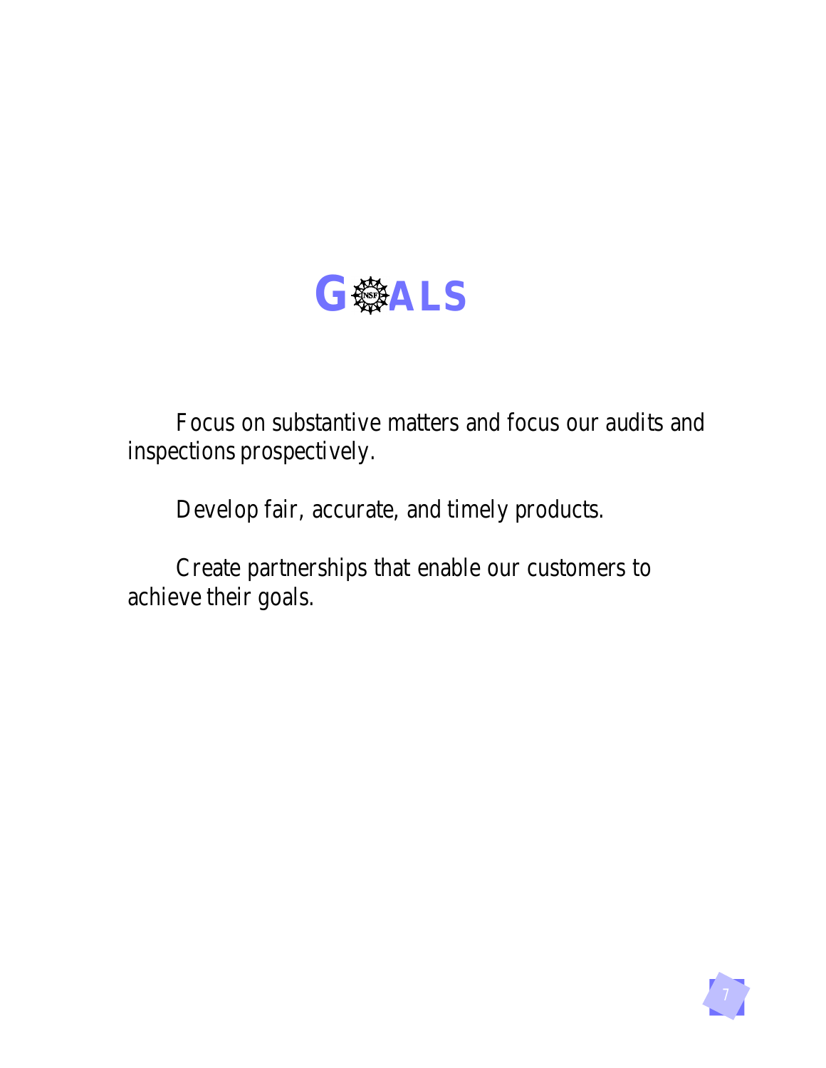# GOALS

Focus on substantive matters and focus our audits and inspections prospectively.

Develop fair, accurate, and timely products.

Create partnerships that enable our customers to achieve their goals.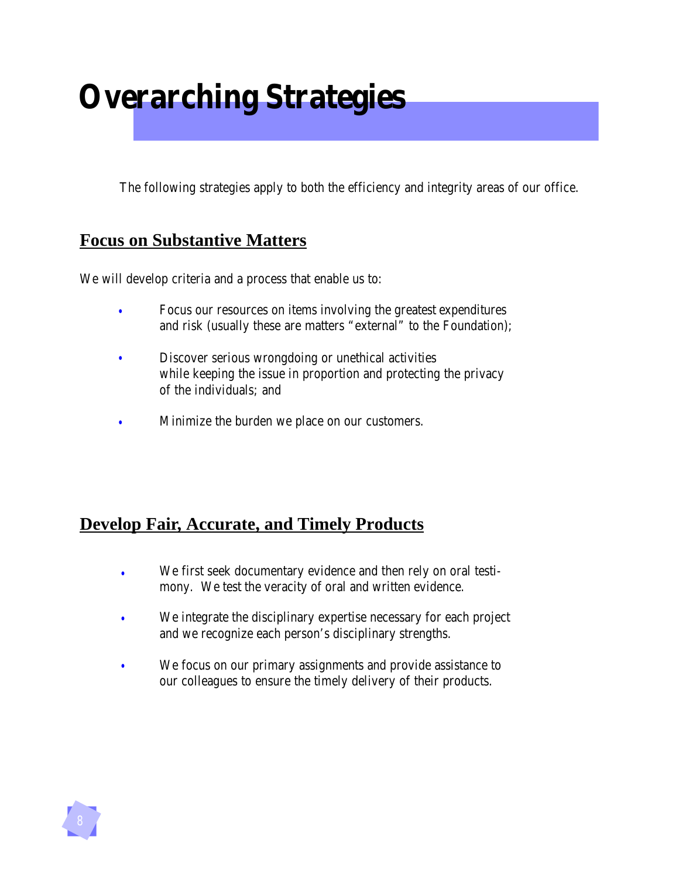# Overarching Strategies

The following strategies apply to both the efficiency and integrity areas of our office.

## Focus on Substantive Matters

We will develop criteria and a process that enable us to:

- Focus our resources on items involving the greatest expenditures and risk (usually these are matters "external" to the Foundation);
- Discover serious wrongdoing or unethical activities while keeping the issue in proportion and protecting the privacy of the individuals; and
- Minimize the burden we place on our customers.

## Develop Fair, Accurate, and Timely Products

- We first seek documentary evidence and then rely on oral testimony. We test the veracity of oral and written evidence.
- We integrate the disciplinary expertise necessary for each project and we recognize each person's disciplinary strengths.
- We focus on our primary assignments and provide assistance to our colleagues to ensure the timely delivery of their products.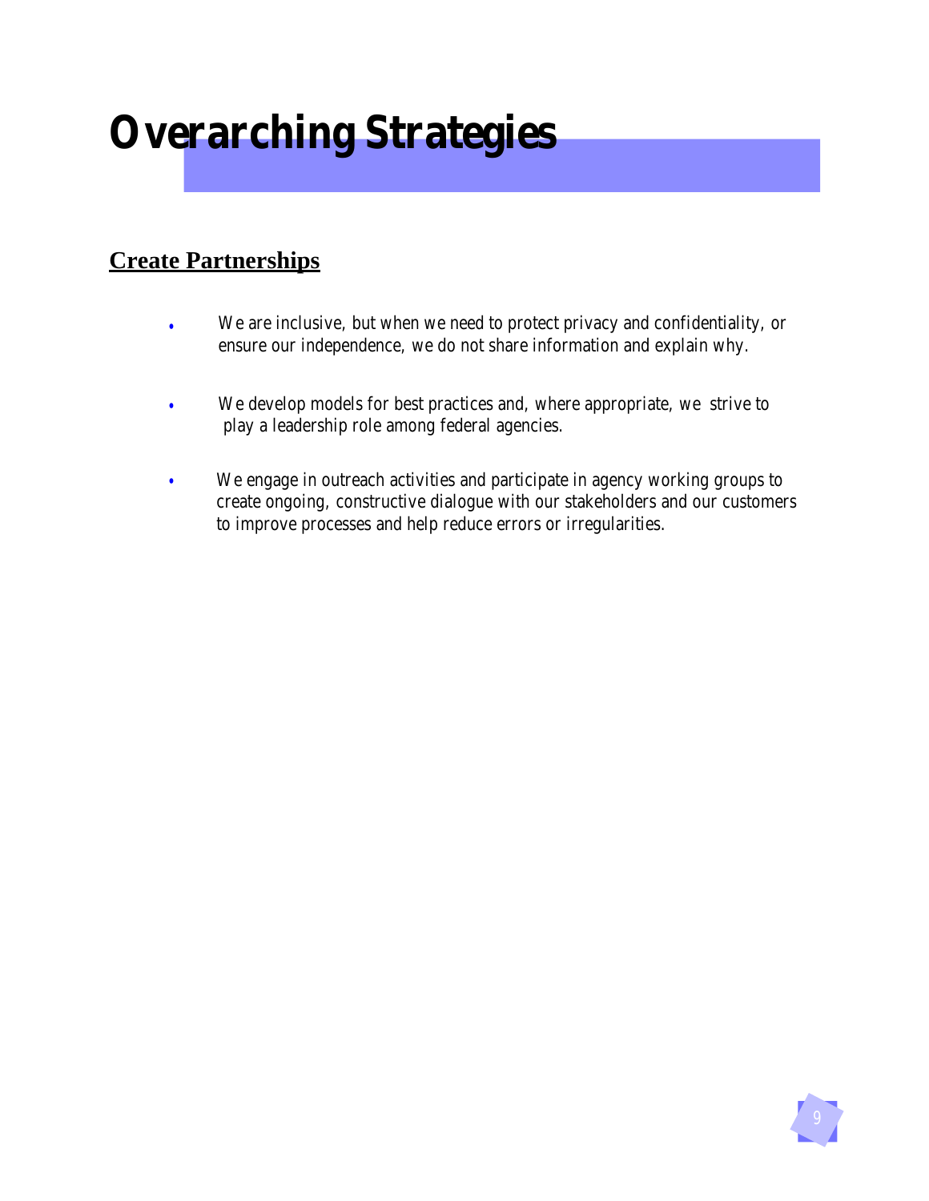# Overarching Strategies

## Create Partnerships

- We are inclusive, but when we need to protect privacy and confidentiality, or ensure our independence, we do not share information and explain why.
- We develop models for best practices and, where appropriate, we strive to play a leadership role among federal agencies.
- We engage in outreach activities and participate in agency working groups to create ongoing, constructive dialogue with our stakeholders and our customers to improve processes and help reduce errors or irregularities.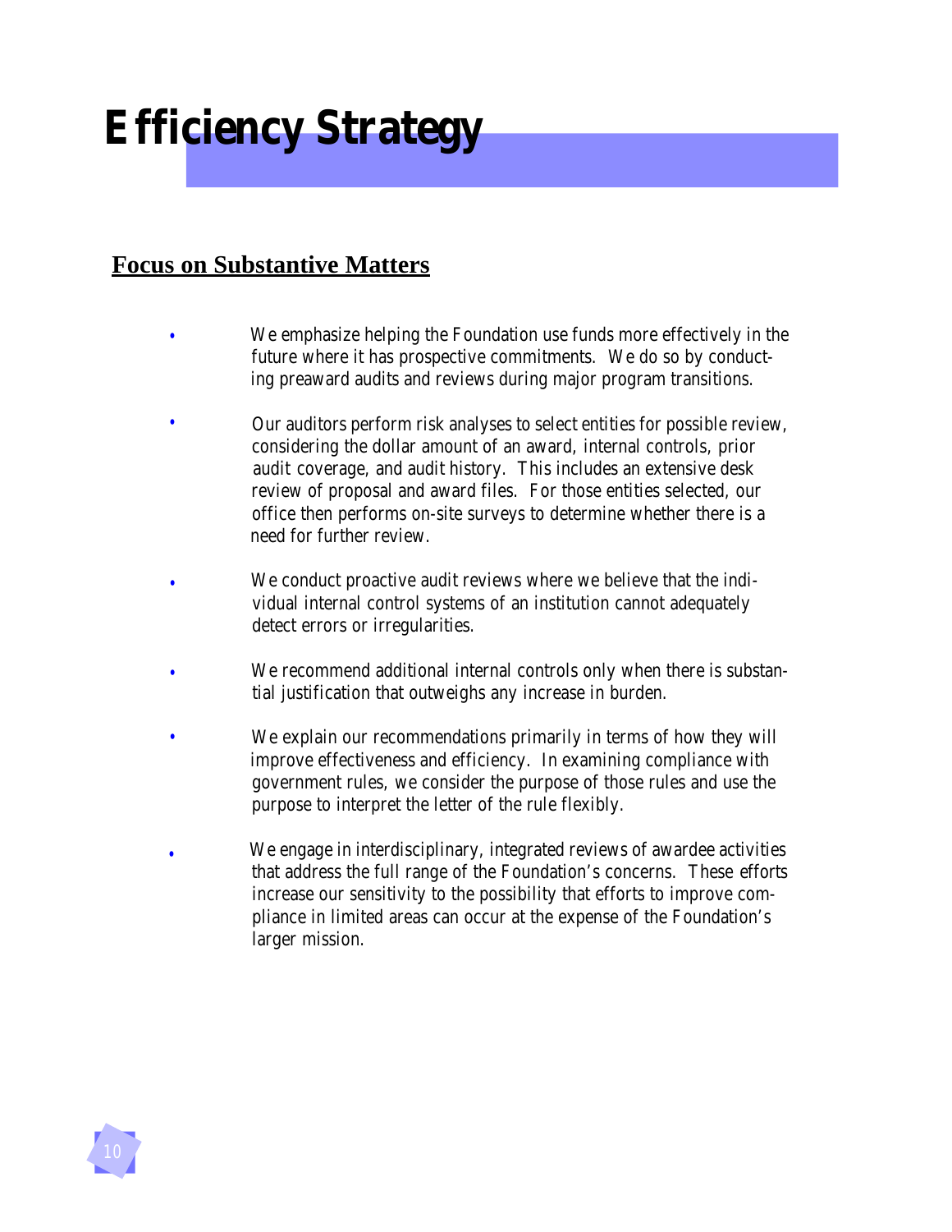# Efficiency Strategy

## Focus on Substantive Matters

- We emphasize helping the Foundation use funds more effectively in the future where it has prospective commitments. We do so by conducting preaward audits and reviews during major program transitions.
- Our auditors perform risk analyses to select entities for possible review, considering the dollar amount of an award, internal controls, prior audit coverage, and audit history. This includes an extensive desk review of proposal and award files. For those entities selected, our office then performs on-site surveys to determine whether there is a need for further review.
- We conduct proactive audit reviews where we believe that the individual internal control systems of an institution cannot adequately detect errors or irregularities.
- We recommend additional internal controls only when there is substantial justification that outweighs any increase in burden.
- We explain our recommendations primarily in terms of how they will improve effectiveness and efficiency. In examining compliance with government rules, we consider the purpose of those rules and use the purpose to interpret the letter of the rule flexibly.
- We engage in interdisciplinary, integrated reviews of awardee activities that address the full range of the Foundation's concerns. These efforts increase our sensitivity to the possibility that efforts to improve compliance in limited areas can occur at the expense of the Foundation's larger mission.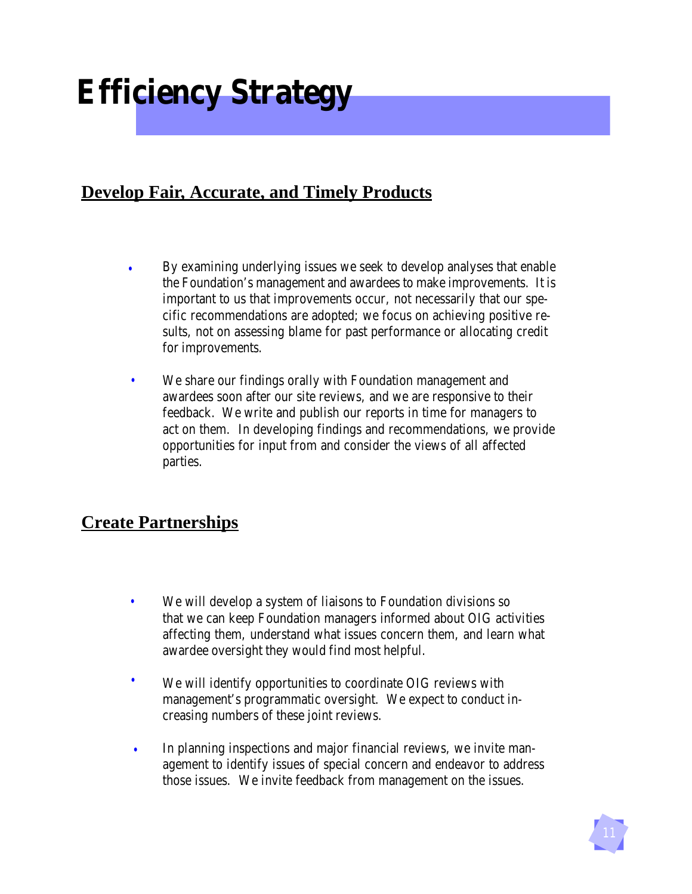# Efficiency Strategy

## Develop Fair, Accurate, and Timely Products

- By examining underlying issues we seek to develop analyses that enable the Foundation's management and awardees to make improvements. It is important to us that improvements occur, not necessarily that our specific recommendations are adopted; we focus on achieving positive results, not on assessing blame for past performance or allocating credit for improvements.

- We share our findings orally with Foundation management and awardees soon after our site reviews, and we are responsive to their feedback. We write and publish our reports in time for managers to act on them. In developing findings and recommendations, we provide opportunities for input from and consider the views of all affected parties.

## Create Partnerships

- We will develop a system of liaisons to Foundation divisions so that we can keep Foundation managers informed about OIG activities affecting them, understand what issues concern them, and learn what awardee oversight they would find most helpful.

- We will identify opportunities to coordinate OIG reviews with management's programmatic oversight. We expect to conduct increasing numbers of these joint reviews.

- In planning inspections and major financial reviews, we invite management to identify issues of special concern and endeavor to address those issues. We invite feedback from management on the issues.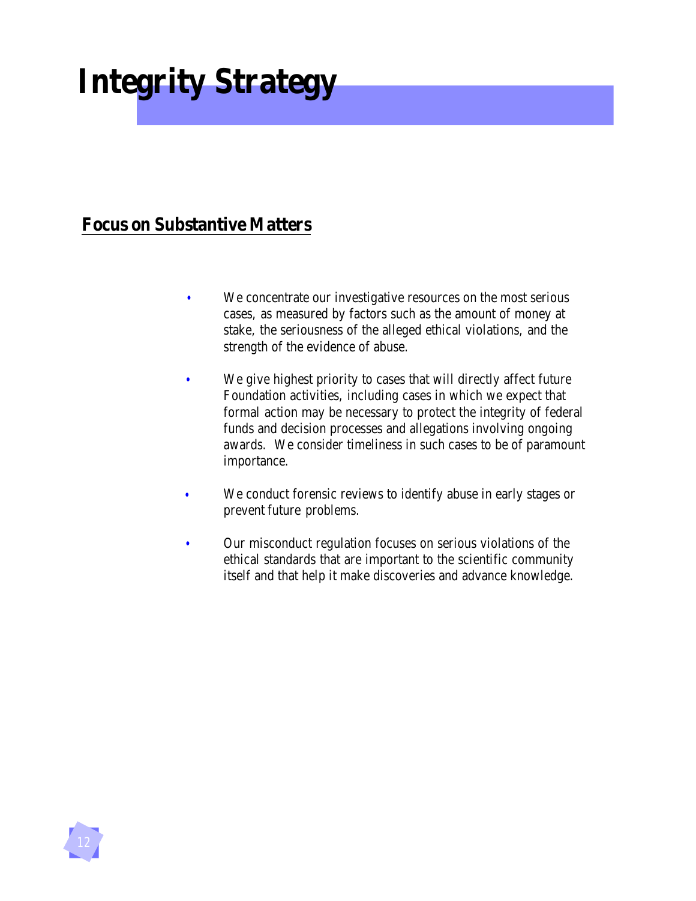# Integrity Strategy

## Focus on Substantive Matters

- We concentrate our investigative resources on the most serious cases, as measured by factors such as the amount of money at stake, the seriousness of the alleged ethical violations, and the strength of the evidence of abuse.

- We give highest priority to cases that will directly affect future Foundation activities, including cases in which we expect that formal action may be necessary to protect the integrity of federal funds and decision processes and allegations involving ongoing awards. We consider timeliness in such cases to be of paramount importance.

- We conduct forensic reviews to identify abuse in early stages or prevent future problems.

- Our misconduct regulation focuses on serious violations of the ethical standards that are important to the scientific community itself and that help it make discoveries and advance knowledge.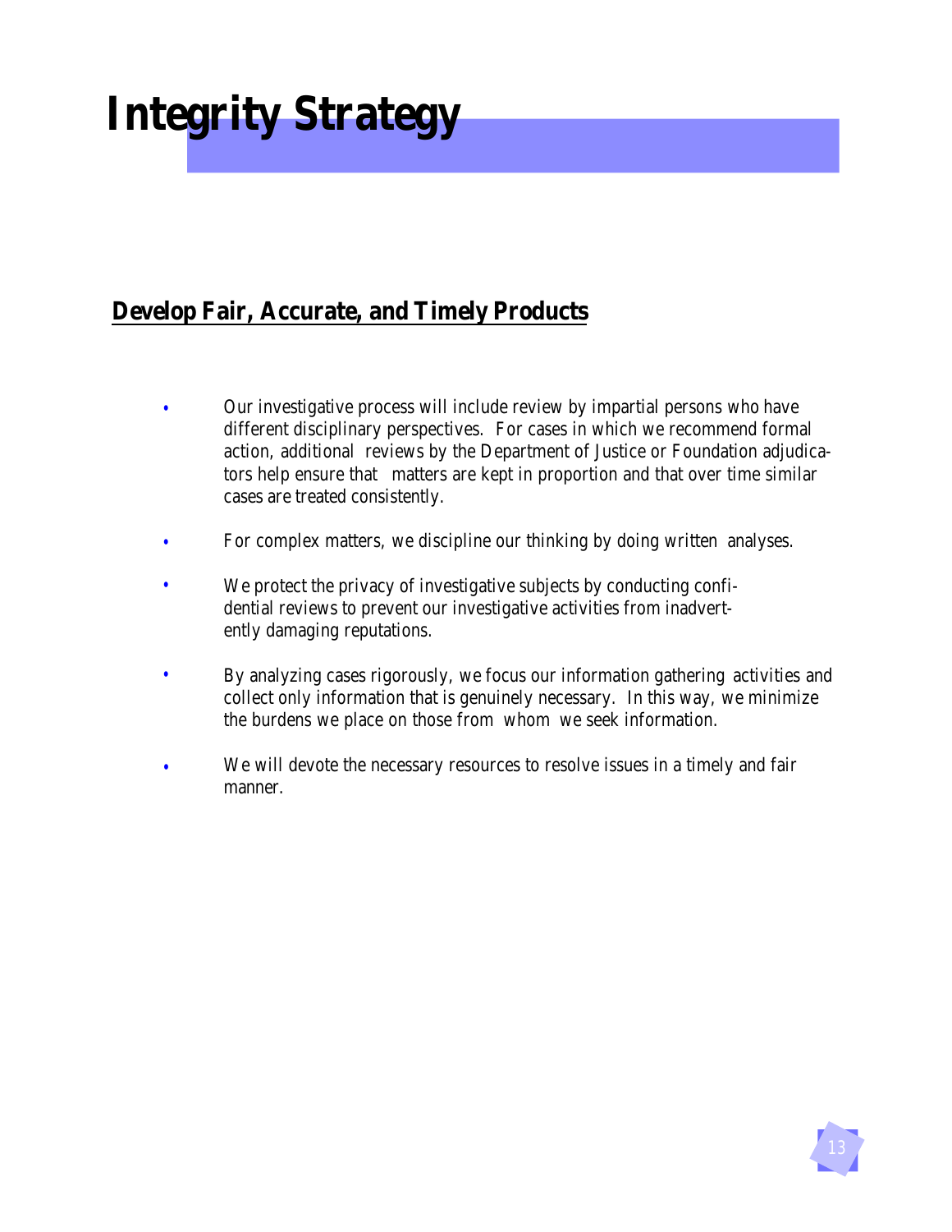# Integrity Strategy

## Develop Fair, Accurate, and Timely Products

- Our investigative process will include review by impartial persons who have different disciplinary perspectives. For cases in which we recommend formal action, additional reviews by the Department of Justice or Foundation adjudicators help ensure that matters are kept in proportion and that over time similar cases are treated consistently.
- For complex matters, we discipline our thinking by doing written analyses.
- We protect the privacy of investigative subjects by conducting confidential reviews to prevent our investigative activities from inadvertently damaging reputations.
- By analyzing cases rigorously, we focus our information gathering activities and collect only information that is genuinely necessary. In this way, we minimize the burdens we place on those from whom we seek information.
- We will devote the necessary resources to resolve issues in a timely and fair manner.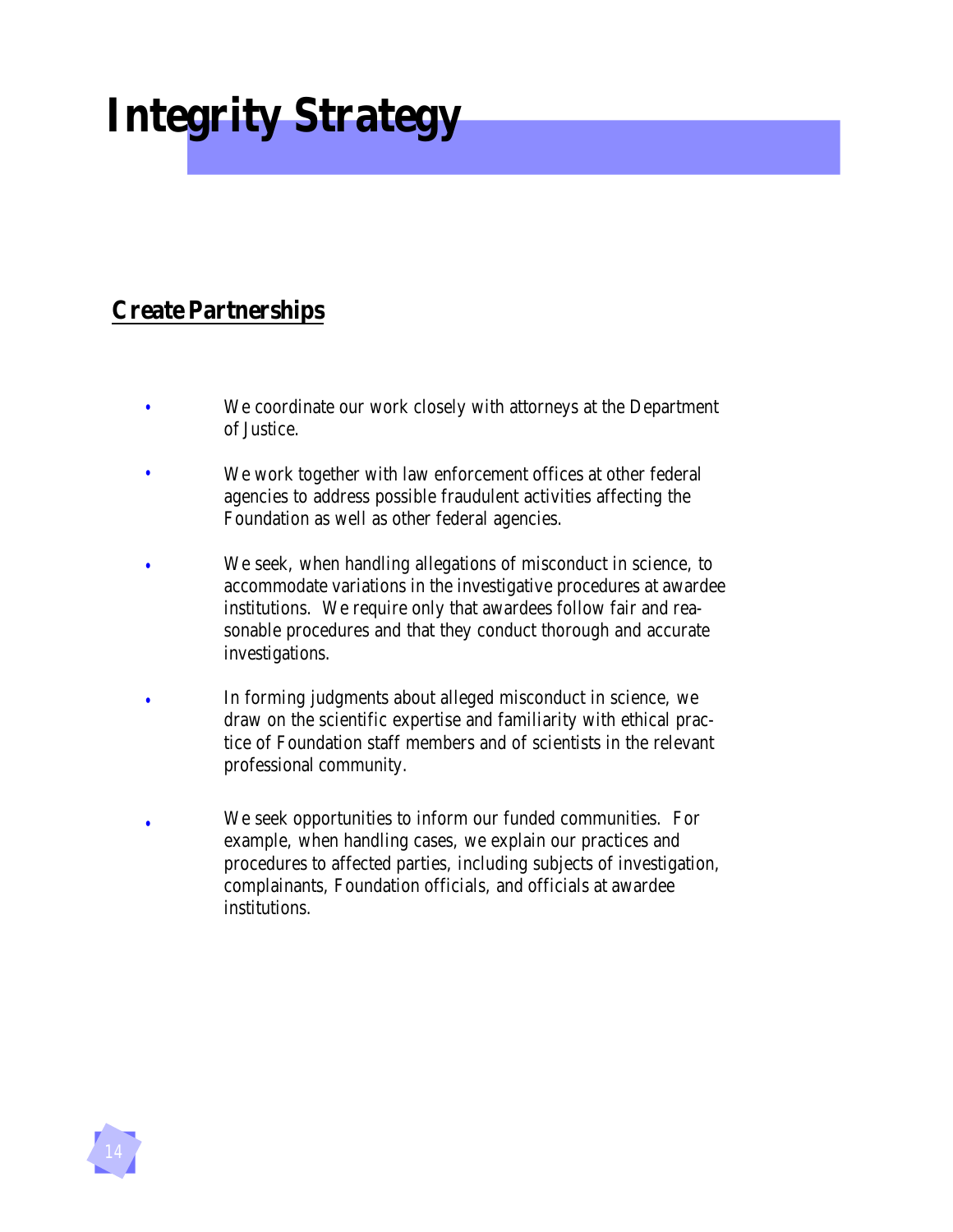# Integrity Strategy

## Create Partnerships

- We coordinate our work closely with attorneys at the Department of Justice.
- We work together with law enforcement offices at other federal agencies to address possible fraudulent activities affecting the Foundation as well as other federal agencies.
- We seek, when handling allegations of misconduct in science, to accommodate variations in the investigative procedures at awardee institutions. We require only that awardees follow fair and reasonable procedures and that they conduct thorough and accurate investigations.
- In forming judgments about alleged misconduct in science, we draw on the scientific expertise and familiarity with ethical practice of Foundation staff members and of scientists in the relevant professional community.
- We seek opportunities to inform our funded communities. For example, when handling cases, we explain our practices and procedures to affected parties, including subjects of investigation, complainants, Foundation officials, and officials at awardee institutions.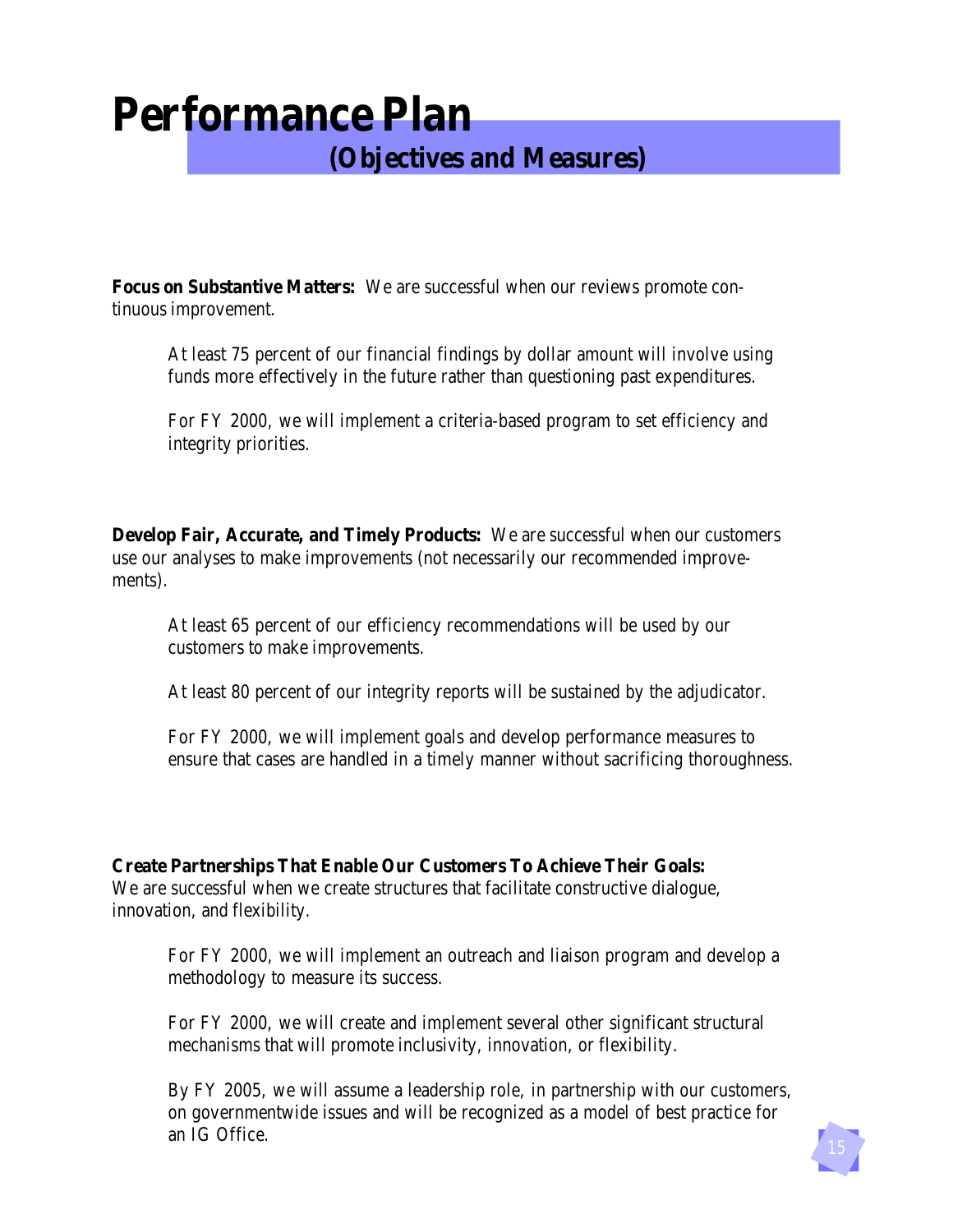# Performance Plan

## (Objectives and Measures)

**Focus on Substantive Matters:** We are successful when our reviews promote continuous improvement.

At least 75 percent of our financial findings by dollar amount will involve using funds more effectively in the future rather than questioning past expenditures.

For FY 2000, we will implement a criteria-based program to set efficiency and integrity priorities.

**Develop Fair, Accurate, and Timely Products:** We are successful when our customers use our analyses to make improvements (not necessarily our recommended improvements).

At least 65 percent of our efficiency recommendations will be used by our customers to make improvements.

At least 80 percent of our integrity reports will be sustained by the adjudicator.

For FY 2000, we will implement goals and develop performance measures to ensure that cases are handled in a timely manner without sacrificing thoroughness.

**Create Partnerships That Enable Our Customers To Achieve Their Goals:** We are successful when we create structures that facilitate constructive dialogue, innovation, and flexibility.

For FY 2000, we will implement an outreach and liaison program and develop a methodology to measure its success.

For FY 2000, we will create and implement several other significant structural mechanisms that will promote inclusivity, innovation, or flexibility.

By FY 2005, we will assume a leadership role, in partnership with our customers, on governmentwide issues and will be recognized as a model of best practice for an IG Office.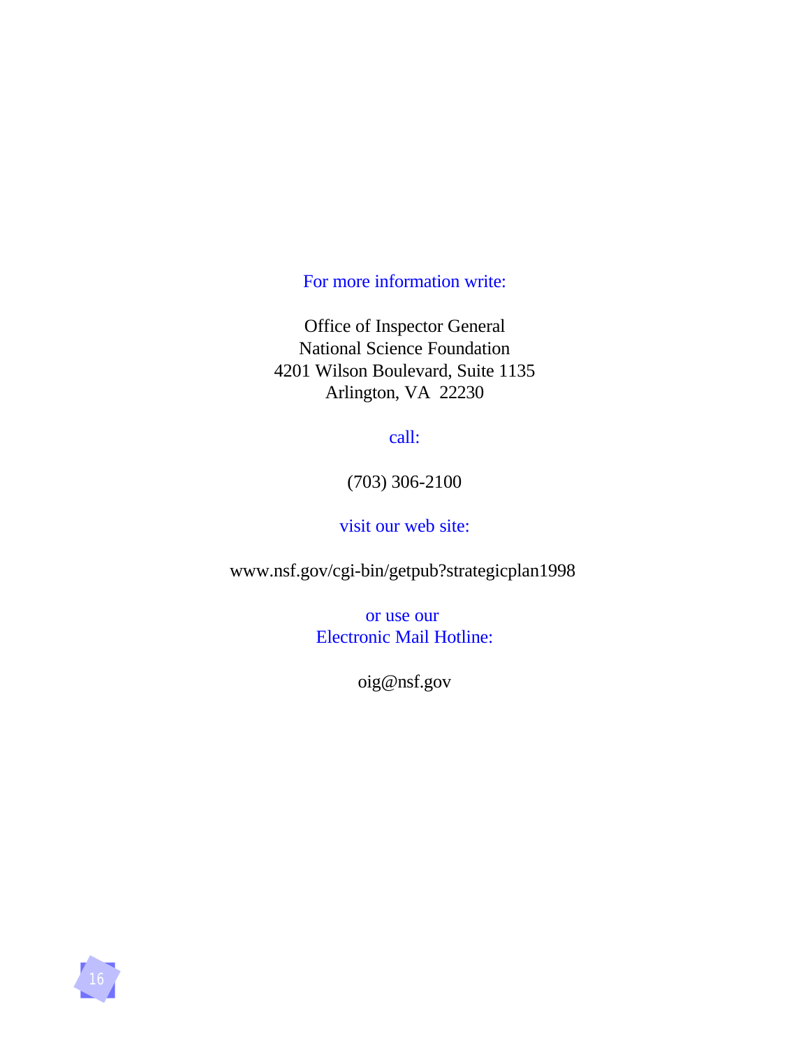For more information write:

Office of Inspector General
National Science Foundation
4201 Wilson Boulevard, Suite 1135
Arlington, VA 22230

call:

(703) 306-2100

visit our web site:

www.nsf.gov/cgi-bin/getpub?strategicplan1998

or use our
Electronic Mail Hotline:

oig@nsf.gov